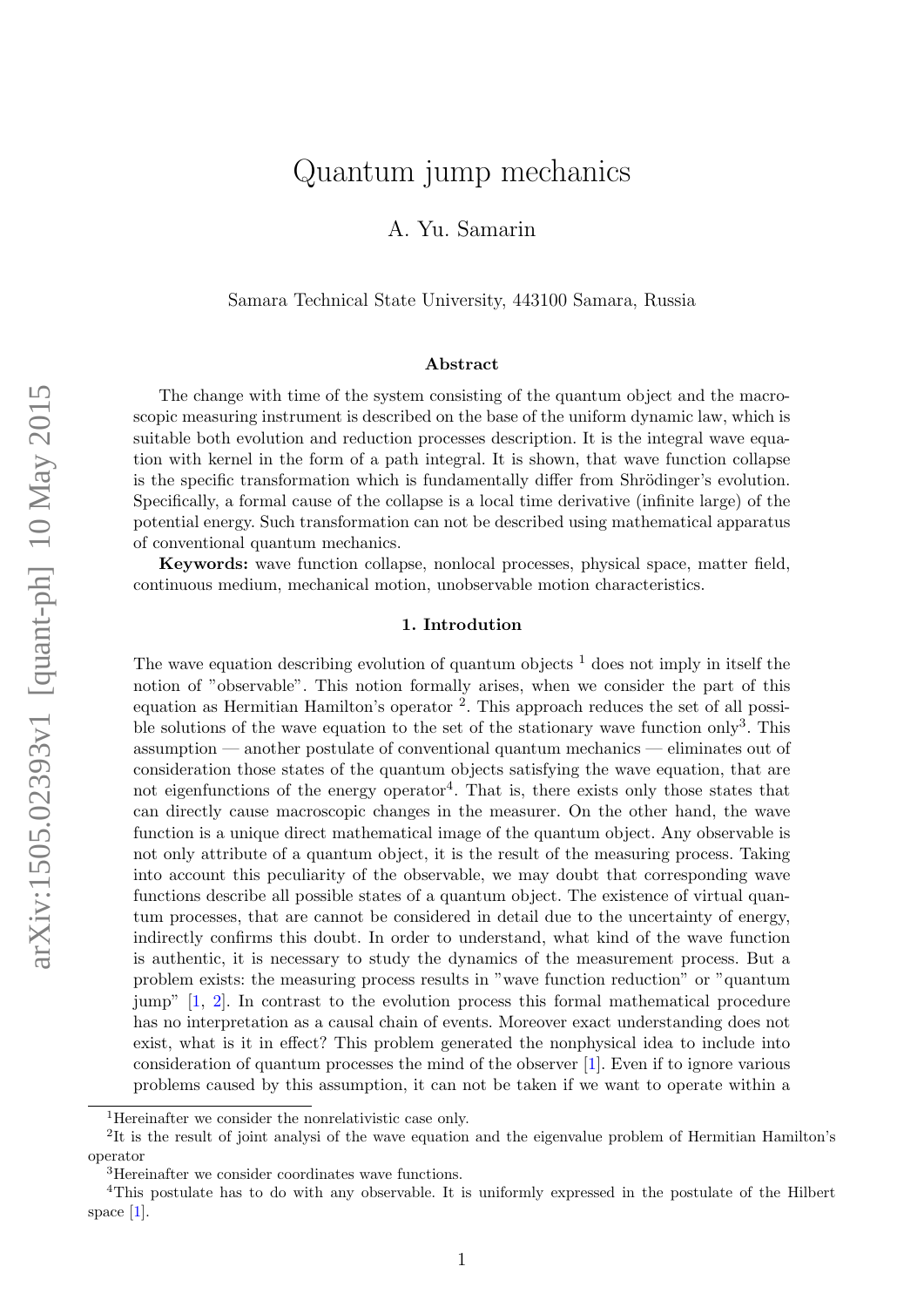# Quantum jump mechanics

A. Yu. Samarin

Samara Technical State University, 443100 Samara, Russia

### Abstract

The change with time of the system consisting of the quantum object and the macroscopic measuring instrument is described on the base of the uniform dynamic law, which is suitable both evolution and reduction processes description. It is the integral wave equation with kernel in the form of a path integral. It is shown, that wave function collapse is the specific transformation which is fundamentally differ from Shrödinger's evolution. Specifically, a formal cause of the collapse is a local time derivative (infinite large) of the potential energy. Such transformation can not be described using mathematical apparatus of conventional quantum mechanics.

**Keywords:** wave function collapse, nonlocal processes, physical space, matter field, continuous medium, mechanical motion, unobservable motion characteristics.

### 1. Introdution

The wave equation describing evolution of quantum objects [1] does not imply in itself the notion of "observable". This notion formally arises, when we consider the part of this equation as Hermitian Hamilton's operator [2]. This approach reduces the set of all possible solutions of the wave equation to the set of the stationary wave function only[3]. This assumption — another postulate of conventional quantum mechanics — eliminates out of consideration those states of the quantum objects satisfying the wave equation, that are not eigenfunctions of the energy operator[4]. That is, there exists only those states that can directly cause macroscopic changes in the measurer. On the other hand, the wave function is a unique direct mathematical image of the quantum object. Any observable is not only attribute of a quantum object, it is the result of the measuring process. Taking into account this peculiarity of the observable, we may doubt that corresponding wave functions describe all possible states of a quantum object. The existence of virtual quantum processes, that are cannot be considered in detail due to the uncertainty of energy, indirectly confirms this doubt. In order to understand, what kind of the wave function is authentic, it is necessary to study the dynamics of the measurement process. But a problem exists: the measuring process results in "wave function reduction" or "quantum jump" [1, 2]. In contrast to the evolution process this formal mathematical procedure has no interpretation as a causal chain of events. Moreover exact understanding does not exist, what is it in effect? This problem generated the nonphysical idea to include into consideration of quantum processes the mind of the observer [1]. Even if to ignore various problems caused by this assumption, it can not be taken if we want to operate within a

---

[1] Hereinafter we consider the nonrelativistic case only.

[2] It is the result of joint analysi of the wave equation and the eigenvalue problem of Hermitian Hamilton's operator

[3] Hereinafter we consider coordinates wave functions.

[4] This postulate has to do with any observable. It is uniformly expressed in the postulate of the Hilbert space [1].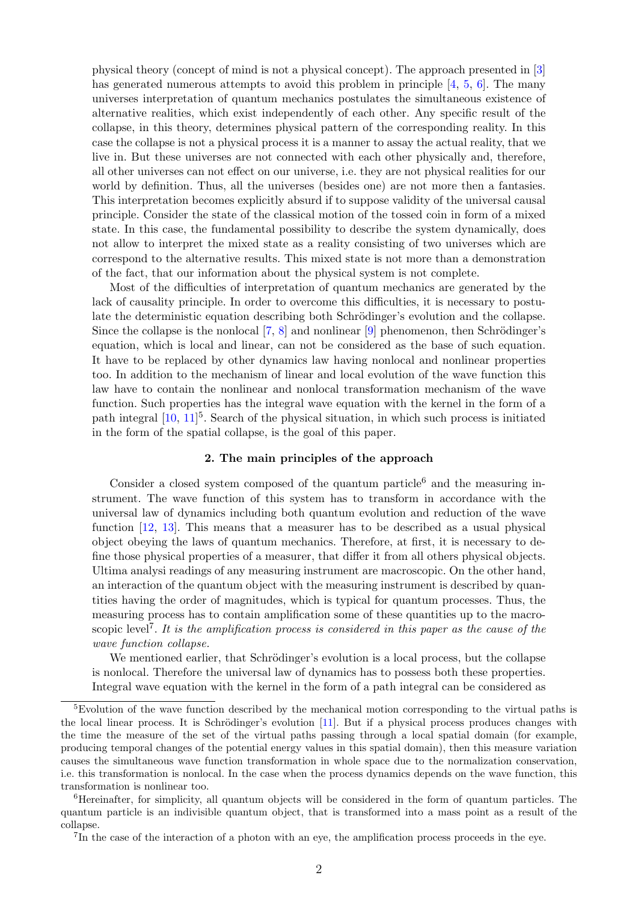physical theory (concept of mind is not a physical concept). The approach presented in [3] has generated numerous attempts to avoid this problem in principle [4, 5, 6]. The many universes interpretation of quantum mechanics postulates the simultaneous existence of alternative realities, which exist independently of each other. Any specific result of the collapse, in this theory, determines physical pattern of the corresponding reality. In this case the collapse is not a physical process it is a manner to assay the actual reality, that we live in. But these universes are not connected with each other physically and, therefore, all other universes can not effect on our universe, i.e. they are not physical realities for our world by definition. Thus, all the universes (besides one) are not more then a fantasies. This interpretation becomes explicitly absurd if to suppose validity of the universal causal principle. Consider the state of the classical motion of the tossed coin in form of a mixed state. In this case, the fundamental possibility to describe the system dynamically, does not allow to interpret the mixed state as a reality consisting of two universes which are correspond to the alternative results. This mixed state is not more than a demonstration of the fact, that our information about the physical system is not complete.

Most of the difficulties of interpretation of quantum mechanics are generated by the lack of causality principle. In order to overcome this difficulties, it is necessary to postulate the deterministic equation describing both Schrödinger's evolution and the collapse. Since the collapse is the nonlocal [7, 8] and nonlinear [9] phenomenon, then Schrödinger's equation, which is local and linear, can not be considered as the base of such equation. It have to be replaced by other dynamics law having nonlocal and nonlinear properties too. In addition to the mechanism of linear and local evolution of the wave function this law have to contain the nonlinear and nonlocal transformation mechanism of the wave function. Such properties has the integral wave equation with the kernel in the form of a path integral [10, 11][5]. Search of the physical situation, in which such process is initiated in the form of the spatial collapse, is the goal of this paper.

## 2. The main principles of the approach

Consider a closed system composed of the quantum particle[6] and the measuring instrument. The wave function of this system has to transform in accordance with the universal law of dynamics including both quantum evolution and reduction of the wave function [12, 13]. This means that a measurer has to be described as a usual physical object obeying the laws of quantum mechanics. Therefore, at first, it is necessary to define those physical properties of a measurer, that differ it from all others physical objects. Ultima analysi readings of any measuring instrument are macroscopic. On the other hand, an interaction of the quantum object with the measuring instrument is described by quantities having the order of magnitudes, which is typical for quantum processes. Thus, the measuring process has to contain amplification some of these quantities up to the macroscopic level[7]. *It is the amplification process is considered in this paper as the cause of the wave function collapse.*

We mentioned earlier, that Schrödinger's evolution is a local process, but the collapse is nonlocal. Therefore the universal law of dynamics has to possess both these properties. Integral wave equation with the kernel in the form of a path integral can be considered as

---

[5] Evolution of the wave function described by the mechanical motion corresponding to the virtual paths is the local linear process. It is Schrödinger's evolution [11]. But if a physical process produces changes with the time the measure of the set of the virtual paths passing through a local spatial domain (for example, producing temporal changes of the potential energy values in this spatial domain), then this measure variation causes the simultaneous wave function transformation in whole space due to the normalization conservation, i.e. this transformation is nonlocal. In the case when the process dynamics depends on the wave function, this transformation is nonlinear too.

[6] Hereinafter, for simplicity, all quantum objects will be considered in the form of quantum particles. The quantum particle is an indivisible quantum object, that is transformed into a mass point as a result of the collapse.

[7] In the case of the interaction of a photon with an eye, the amplification process proceeds in the eye.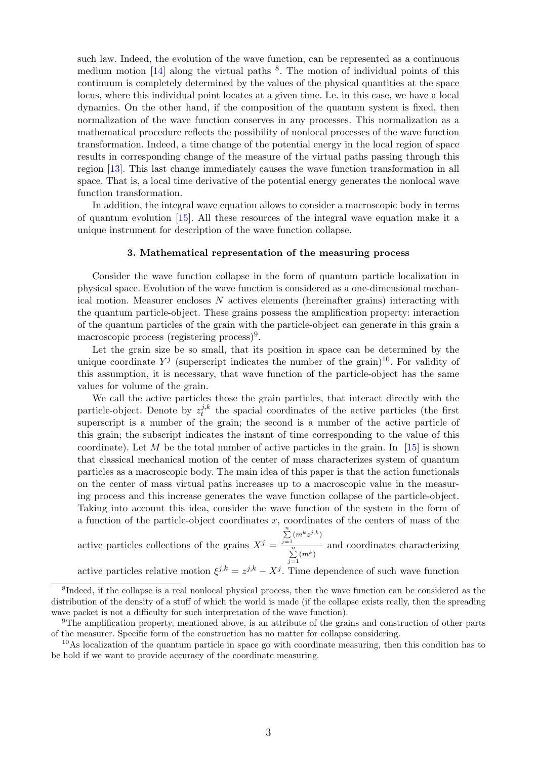such law. Indeed, the evolution of the wave function, can be represented as a continuous medium motion [14] along the virtual paths [8]. The motion of individual points of this continuum is completely determined by the values of the physical quantities at the space locus, where this individual point locates at a given time. I.e. in this case, we have a local dynamics. On the other hand, if the composition of the quantum system is fixed, then normalization of the wave function conserves in any processes. This normalization as a mathematical procedure reflects the possibility of nonlocal processes of the wave function transformation. Indeed, a time change of the potential energy in the local region of space results in corresponding change of the measure of the virtual paths passing through this region [13]. This last change immediately causes the wave function transformation in all space. That is, a local time derivative of the potential energy generates the nonlocal wave function transformation.

In addition, the integral wave equation allows to consider a macroscopic body in terms of quantum evolution [15]. All these resources of the integral wave equation make it a unique instrument for description of the wave function collapse.

### 3. Mathematical representation of the measuring process

Consider the wave function collapse in the form of quantum particle localization in physical space. Evolution of the wave function is considered as a one-dimensional mechanical motion. Measurer encloses $N$ actives elements (hereinafter grains) interacting with the quantum particle-object. These grains possess the amplification property: interaction of the quantum particles of the grain with the particle-object can generate in this grain a macroscopic process (registering process)[9].

Let the grain size be so small, that its position in space can be determined by the unique coordinate $Y^j$ (superscript indicates the number of the grain)[10]. For validity of this assumption, it is necessary, that wave function of the particle-object has the same values for volume of the grain.

We call the active particles those the grain particles, that interact directly with the particle-object. Denote by $z_t^{j,k}$ the spacial coordinates of the active particles (the first superscript is a number of the grain; the second is a number of the active particle of this grain; the subscript indicates the instant of time corresponding to the value of this coordinate). Let $M$ be the total number of active particles in the grain. In [15] is shown that classical mechanical motion of the center of mass characterizes system of quantum particles as a macroscopic body. The main idea of this paper is that the action functionals on the center of mass virtual paths increases up to a macroscopic value in the measuring process and this increase generates the wave function collapse of the particle-object. Taking into account this idea, consider the wave function of the system in the form of a function of the particle-object coordinates $x$, coordinates of the centers of mass of the active particles collections of the grains $X^j = \frac{\sum_{j=1}^{n}(m^k z^{j,k})}{\sum_{j=1}^{n}(m^k)}$ and coordinates characterizing active particles relative motion $\xi^{j,k} = z^{j,k} - X^j$. Time dependence of such wave function

---

[8] Indeed, if the collapse is a real nonlocal physical process, then the wave function can be considered as the distribution of the density of a stuff of which the world is made (if the collapse exists really, then the spreading wave packet is not a difficulty for such interpretation of the wave function).

[9] The amplification property, mentioned above, is an attribute of the grains and construction of other parts of the measurer. Specific form of the construction has no matter for collapse considering.

[10] As localization of the quantum particle in space go with coordinate measuring, then this condition has to be hold if we want to provide accuracy of the coordinate measuring.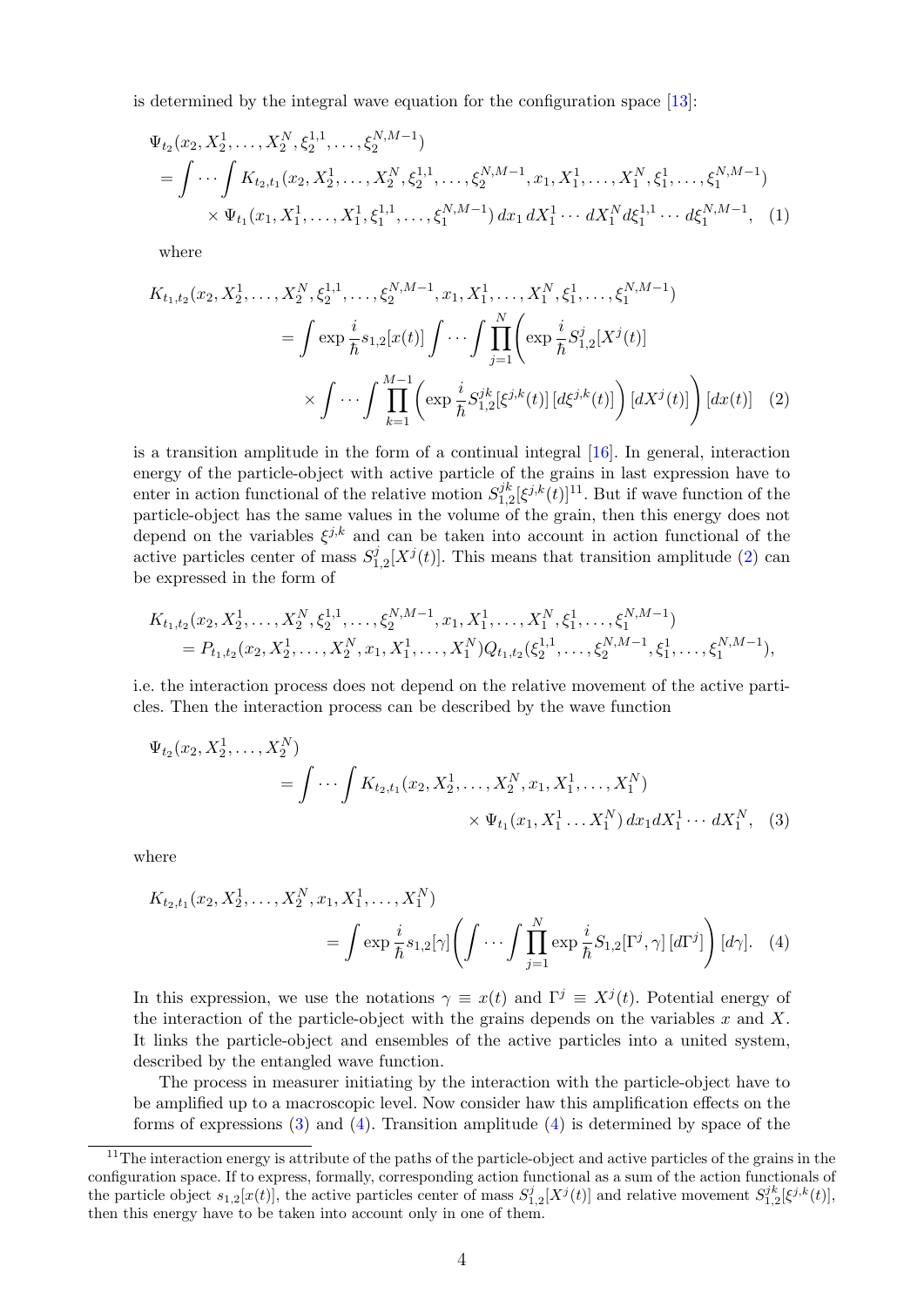is determined by the integral wave equation for the configuration space [13]:

$$
\begin{aligned}
&\Psi_{t_2}(x_2, X_2^1, \ldots, X_2^N, \xi_2^{1,1}, \ldots, \xi_2^{N,M-1}) \\
&= \int \cdots \int K_{t_2,t_1}(x_2, X_2^1, \ldots, X_2^N, \xi_2^{1,1}, \ldots, \xi_2^{N,M-1}, x_1, X_1^1, \ldots, X_1^N, \xi_1^1, \ldots, \xi_1^{N,M-1}) \\
&\qquad \times \Psi_{t_1}(x_1, X_1^1, \ldots, X_1^1, \xi_1^{1,1}, \ldots, \xi_1^{N,M-1})\, dx_1\, dX_1^1 \cdots dX_1^N d\xi_1^{1,1} \cdots d\xi_1^{N,M-1}, \quad (1)
\end{aligned}
$$

where

$$
\begin{aligned}
&K_{t_1,t_2}(x_2, X_2^1, \ldots, X_2^N, \xi_2^{1,1}, \ldots, \xi_2^{N,M-1}, x_1, X_1^1, \ldots, X_1^N, \xi_1^1, \ldots, \xi_1^{N,M-1}) \\
&\qquad = \int \exp \frac{i}{\hbar} s_{1,2}[x(t)] \int \cdots \int \prod_{j=1}^{N} \Bigg( \exp \frac{i}{\hbar} S_{1,2}^{j}[X^j(t)] \\
&\qquad\qquad \times \int \cdots \int \prod_{k=1}^{M-1} \bigg( \exp \frac{i}{\hbar} S_{1,2}^{jk}[\xi^{j,k}(t)]\, [d\xi^{j,k}(t)] \bigg) [dX^j(t)] \Bigg) [dx(t)] \quad (2)
\end{aligned}
$$

is a transition amplitude in the form of a continual integral [16]. In general, interaction energy of the particle-object with active particle of the grains in last expression have to enter in action functional of the relative motion $S_{1,2}^{jk}[\xi^{j,k}(t)]$[11]. But if wave function of the particle-object has the same values in the volume of the grain, then this energy does not depend on the variables $\xi^{j,k}$ and can be taken into account in action functional of the active particles center of mass $S_{1,2}^{j}[X^j(t)]$. This means that transition amplitude (2) can be expressed in the form of

$$
\begin{aligned}
&K_{t_1,t_2}(x_2, X_2^1, \ldots, X_2^N, \xi_2^{1,1}, \ldots, \xi_2^{N,M-1}, x_1, X_1^1, \ldots, X_1^N, \xi_1^1, \ldots, \xi_1^{N,M-1}) \\
&\quad = P_{t_1,t_2}(x_2, X_2^1, \ldots, X_2^N, x_1, X_1^1, \ldots, X_1^N) Q_{t_1,t_2}(\xi_2^{1,1}, \ldots, \xi_2^{N,M-1}, \xi_1^1, \ldots, \xi_1^{N,M-1}),
\end{aligned}
$$

i.e. the interaction process does not depend on the relative movement of the active particles. Then the interaction process can be described by the wave function

$$
\begin{aligned}
&\Psi_{t_2}(x_2, X_2^1, \ldots, X_2^N) \\
&\qquad = \int \cdots \int K_{t_2,t_1}(x_2, X_2^1, \ldots, X_2^N, x_1, X_1^1, \ldots, X_1^N) \\
&\qquad\qquad \times \Psi_{t_1}(x_1, X_1^1 \ldots X_1^N)\, dx_1 dX_1^1 \cdots dX_1^N, \quad (3)
\end{aligned}
$$

where

$$
\begin{aligned}
&K_{t_2,t_1}(x_2, X_2^1, \ldots, X_2^N, x_1, X_1^1, \ldots, X_1^N) \\
&\qquad = \int \exp \frac{i}{\hbar} s_{1,2}[\gamma] \Bigg( \int \cdots \int \prod_{j=1}^{N} \exp \frac{i}{\hbar} S_{1,2}[\Gamma^j, \gamma]\, [d\Gamma^j] \Bigg) [d\gamma]. \quad (4)
\end{aligned}
$$

In this expression, we use the notations $\gamma \equiv x(t)$ and $\Gamma^j \equiv X^j(t)$. Potential energy of the interaction of the particle-object with the grains depends on the variables $x$ and $X$. It links the particle-object and ensembles of the active particles into a united system, described by the entangled wave function.

The process in measurer initiating by the interaction with the particle-object have to be amplified up to a macroscopic level. Now consider haw this amplification effects on the forms of expressions (3) and (4). Transition amplitude (4) is determined by space of the

[11] The interaction energy is attribute of the paths of the particle-object and active particles of the grains in the configuration space. If to express, formally, corresponding action functional as a sum of the action functionals of the particle object $s_{1,2}[x(t)]$, the active particles center of mass $S_{1,2}^{j}[X^j(t)]$ and relative movement $S_{1,2}^{jk}[\xi^{j,k}(t)]$, then this energy have to be taken into account only in one of them.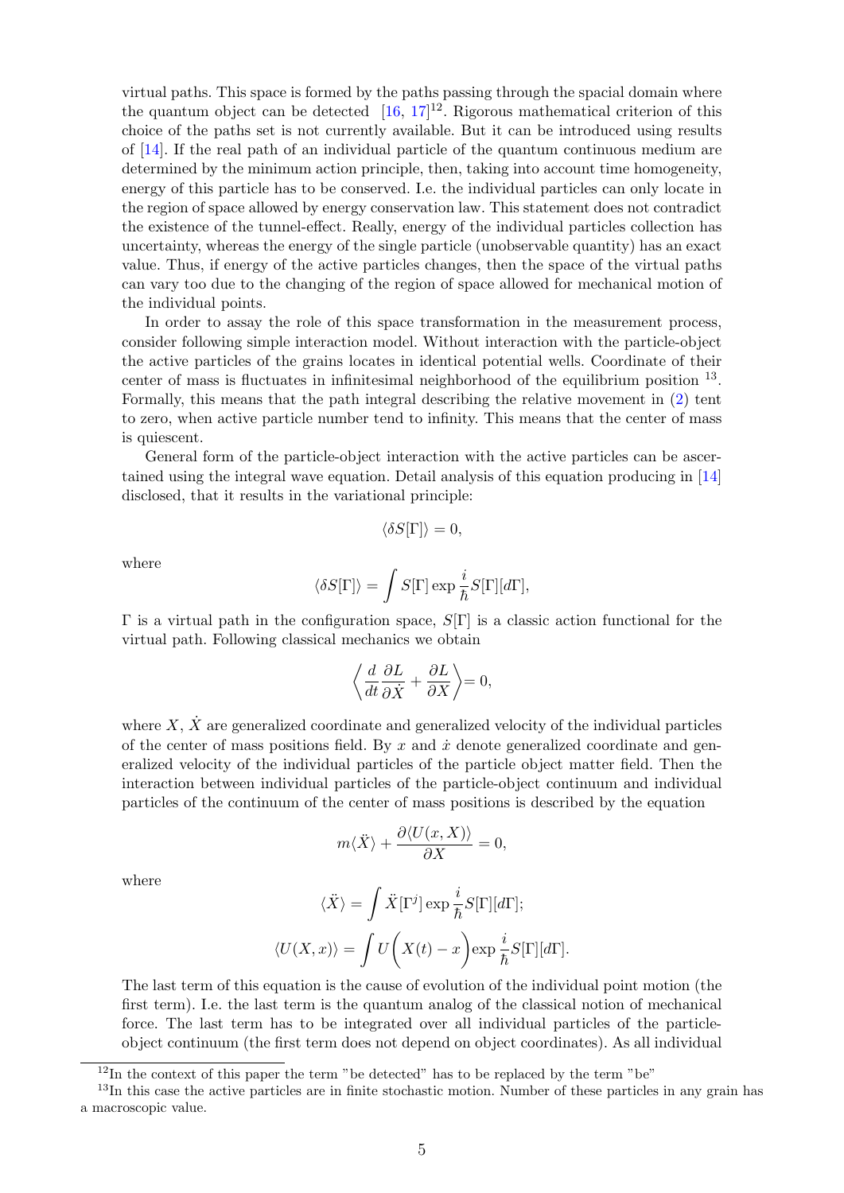virtual paths. This space is formed by the paths passing through the spacial domain where the quantum object can be detected [16, 17][12]. Rigorous mathematical criterion of this choice of the paths set is not currently available. But it can be introduced using results of [14]. If the real path of an individual particle of the quantum continuous medium are determined by the minimum action principle, then, taking into account time homogeneity, energy of this particle has to be conserved. I.e. the individual particles can only locate in the region of space allowed by energy conservation law. This statement does not contradict the existence of the tunnel-effect. Really, energy of the individual particles collection has uncertainty, whereas the energy of the single particle (unobservable quantity) has an exact value. Thus, if energy of the active particles changes, then the space of the virtual paths can vary too due to the changing of the region of space allowed for mechanical motion of the individual points.

In order to assay the role of this space transformation in the measurement process, consider following simple interaction model. Without interaction with the particle-object the active particles of the grains locates in identical potential wells. Coordinate of their center of mass is fluctuates in infinitesimal neighborhood of the equilibrium position [13]. Formally, this means that the path integral describing the relative movement in (2) tent to zero, when active particle number tend to infinity. This means that the center of mass is quiescent.

General form of the particle-object interaction with the active particles can be ascertained using the integral wave equation. Detail analysis of this equation producing in [14] disclosed, that it results in the variational principle:

$$\langle \delta S[\Gamma] \rangle = 0,$$

where

$$\langle \delta S[\Gamma] \rangle = \int S[\Gamma] \exp \frac{i}{\hbar} S[\Gamma][d\Gamma],$$

$\Gamma$ is a virtual path in the configuration space, $S[\Gamma]$ is a classic action functional for the virtual path. Following classical mechanics we obtain

$$\left\langle \frac{d}{dt}\frac{\partial L}{\partial \dot{X}} + \frac{\partial L}{\partial X} \right\rangle = 0,$$

where $X$, $\dot{X}$ are generalized coordinate and generalized velocity of the individual particles of the center of mass positions field. By $x$ and $\dot{x}$ denote generalized coordinate and generalized velocity of the individual particles of the particle object matter field. Then the interaction between individual particles of the particle-object continuum and individual particles of the continuum of the center of mass positions is described by the equation

$$m\langle \ddot{X} \rangle + \frac{\partial \langle U(x, X) \rangle}{\partial X} = 0,$$

where

$$\langle \ddot{X} \rangle = \int \ddot{X}[\Gamma^j] \exp \frac{i}{\hbar} S[\Gamma][d\Gamma];$$

$$\langle U(X, x) \rangle = \int U\Big(X(t) - x\Big) \exp \frac{i}{\hbar} S[\Gamma][d\Gamma].$$

The last term of this equation is the cause of evolution of the individual point motion (the first term). I.e. the last term is the quantum analog of the classical notion of mechanical force. The last term has to be integrated over all individual particles of the particle-object continuum (the first term does not depend on object coordinates). As all individual

[12] In the context of this paper the term "be detected" has to be replaced by the term "be"

[13] In this case the active particles are in finite stochastic motion. Number of these particles in any grain has a macroscopic value.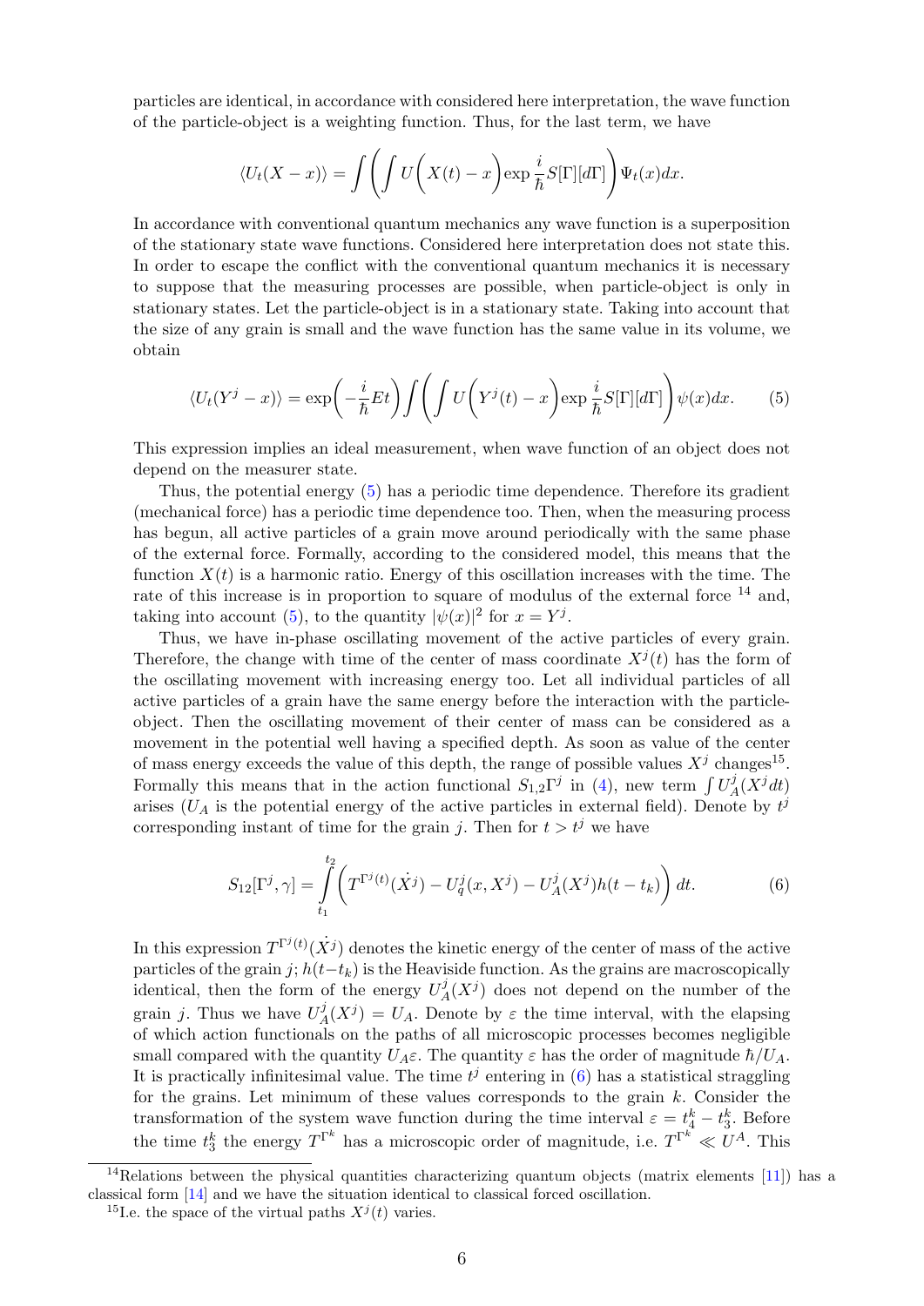particles are identical, in accordance with considered here interpretation, the wave function of the particle-object is a weighting function. Thus, for the last term, we have

$$\langle U_t(X-x)\rangle = \int \left( \int U\Big(X(t)-x\Big) \exp\frac{i}{\hbar}S[\Gamma][d\Gamma]\right)\Psi_t(x)dx.$$

In accordance with conventional quantum mechanics any wave function is a superposition of the stationary state wave functions. Considered here interpretation does not state this. In order to escape the conflict with the conventional quantum mechanics it is necessary to suppose that the measuring processes are possible, when particle-object is only in stationary states. Let the particle-object is in a stationary state. Taking into account that the size of any grain is small and the wave function has the same value in its volume, we obtain

$$\langle U_t(Y^j-x)\rangle = \exp\Big(-\frac{i}{\hbar}Et\Big)\int \left( \int U\Big(Y^j(t)-x\Big) \exp\frac{i}{\hbar}S[\Gamma][d\Gamma]\right)\psi(x)dx. \qquad (5)$$

This expression implies an ideal measurement, when wave function of an object does not depend on the measurer state.

Thus, the potential energy (5) has a periodic time dependence. Therefore its gradient (mechanical force) has a periodic time dependence too. Then, when the measuring process has begun, all active particles of a grain move around periodically with the same phase of the external force. Formally, according to the considered model, this means that the function $X(t)$ is a harmonic ratio. Energy of this oscillation increases with the time. The rate of this increase is in proportion to square of modulus of the external force [14] and, taking into account (5), to the quantity $|\psi(x)|^2$ for $x = Y^j$.

Thus, we have in-phase oscillating movement of the active particles of every grain. Therefore, the change with time of the center of mass coordinate $X^j(t)$ has the form of the oscillating movement with increasing energy too. Let all individual particles of all active particles of a grain have the same energy before the interaction with the particle-object. Then the oscillating movement of their center of mass can be considered as a movement in the potential well having a specified depth. As soon as value of the center of mass energy exceeds the value of this depth, the range of possible values $X^j$ changes[15]. Formally this means that in the action functional $S_{1,2}\Gamma^j$ in (4), new term $\int U_A^j(X^j dt)$ arises ($U_A$ is the potential energy of the active particles in external field). Denote by $t^j$ corresponding instant of time for the grain $j$. Then for $t > t^j$ we have

$$S_{12}[\Gamma^j,\gamma] = \int\limits_{t_1}^{t_2} \left( T^{\Gamma^j(t)}(\dot{X}^j) - U_q^j(x, X^j) - U_A^j(X^j)h(t-t_k)\right)dt. \qquad (6)$$

In this expression $T^{\Gamma^j(t)}(\dot{X}^j)$ denotes the kinetic energy of the center of mass of the active particles of the grain $j$; $h(t-t_k)$ is the Heaviside function. As the grains are macroscopically identical, then the form of the energy $U_A^j(X^j)$ does not depend on the number of the grain $j$. Thus we have $U_A^j(X^j) = U_A$. Denote by $\varepsilon$ the time interval, with the elapsing of which action functionals on the paths of all microscopic processes becomes negligible small compared with the quantity $U_A\varepsilon$. The quantity $\varepsilon$ has the order of magnitude $\hbar/U_A$. It is practically infinitesimal value. The time $t^j$ entering in (6) has a statistical straggling for the grains. Let minimum of these values corresponds to the grain $k$. Consider the transformation of the system wave function during the time interval $\varepsilon = t_4^k - t_3^k$. Before the time $t_3^k$ the energy $T^{\Gamma^k}$ has a microscopic order of magnitude, i.e. $T^{\Gamma^k} \ll U^A$. This

[14] Relations between the physical quantities characterizing quantum objects (matrix elements [11]) has a classical form [14] and we have the situation identical to classical forced oscillation.

[15] I.e. the space of the virtual paths $X^j(t)$ varies.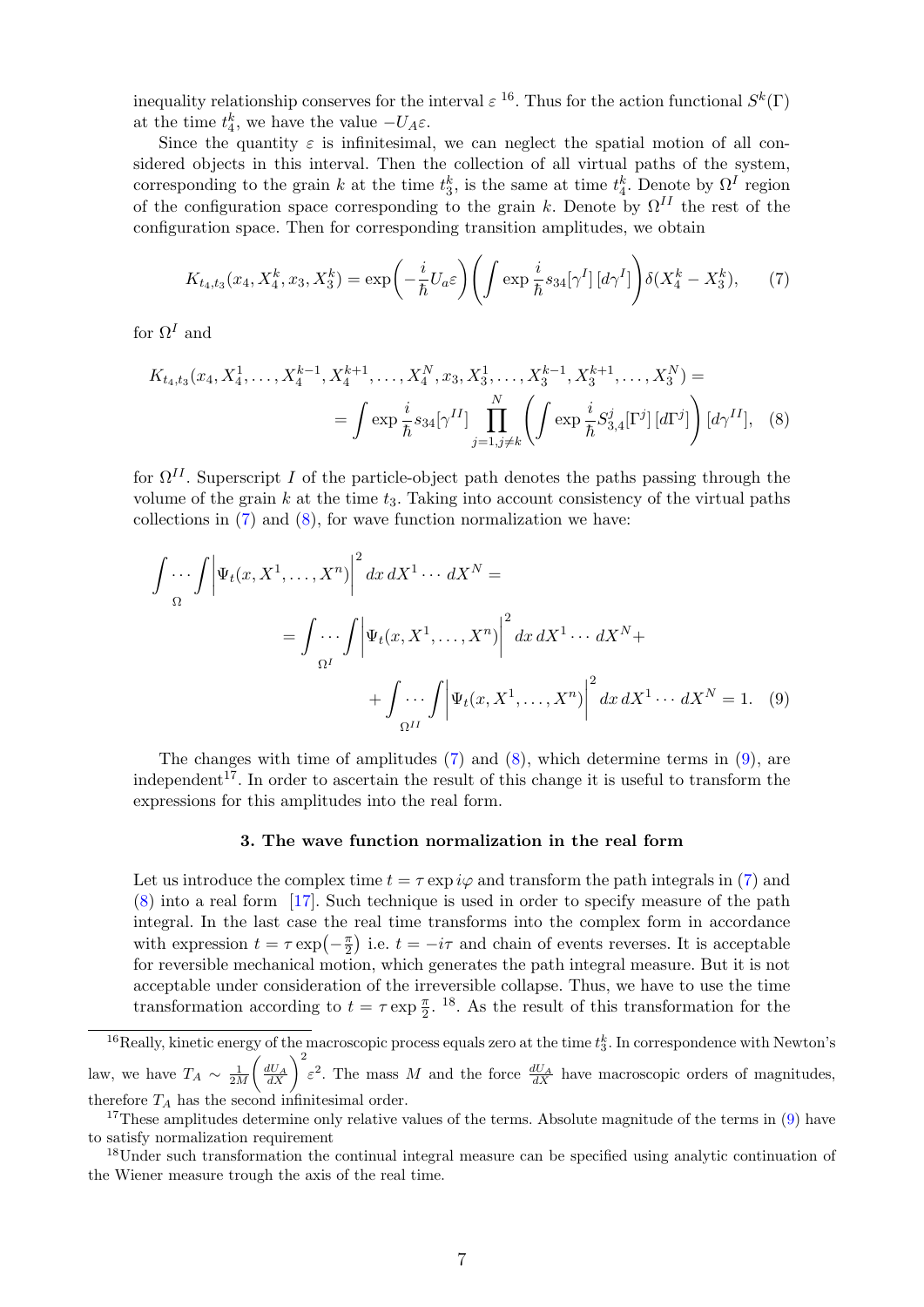inequality relationship conserves for the interval $\varepsilon$ [16]. Thus for the action functional $S^k(\Gamma)$ at the time $t_4^k$, we have the value $-U_A\varepsilon$.

Since the quantity $\varepsilon$ is infinitesimal, we can neglect the spatial motion of all considered objects in this interval. Then the collection of all virtual paths of the system, corresponding to the grain $k$ at the time $t_3^k$, is the same at time $t_4^k$. Denote by $\Omega^I$ region of the configuration space corresponding to the grain $k$. Denote by $\Omega^{II}$ the rest of the configuration space. Then for corresponding transition amplitudes, we obtain

$$K_{t_4,t_3}(x_4, X_4^k, x_3, X_3^k) = \exp\!\left(-\frac{i}{\hbar}U_a\varepsilon\right)\left(\int \exp\frac{i}{\hbar}s_{34}[\gamma^I]\,[d\gamma^I]\right)\delta(X_4^k - X_3^k), \tag{7}$$

for $\Omega^I$ and

$$K_{t_4,t_3}(x_4, X_4^1, \dots, X_4^{k-1}, X_4^{k+1}, \dots, X_4^N, x_3, X_3^1, \dots, X_3^{k-1}, X_3^{k+1}, \dots, X_3^N) =$$
$$= \int \exp\frac{i}{\hbar}s_{34}[\gamma^{II}] \prod_{j=1, j\neq k}^{N}\left(\int \exp\frac{i}{\hbar}S_{3,4}^j[\Gamma^j]\,[d\Gamma^j]\right)[d\gamma^{II}], \tag{8}$$

for $\Omega^{II}$. Superscript $I$ of the particle-object path denotes the paths passing through the volume of the grain $k$ at the time $t_3$. Taking into account consistency of the virtual paths collections in (7) and (8), for wave function normalization we have:

$$\int\limits_{\Omega}\cdots\int \left|\Psi_t(x, X^1, \dots, X^n)\right|^2 dx\, dX^1 \cdots dX^N =$$
$$= \int\limits_{\Omega^I}\cdots\int \left|\Psi_t(x, X^1, \dots, X^n)\right|^2 dx\, dX^1 \cdots dX^N +$$
$$+ \int\limits_{\Omega^{II}}\cdots\int \left|\Psi_t(x, X^1, \dots, X^n)\right|^2 dx\, dX^1 \cdots dX^N = 1. \tag{9}$$

The changes with time of amplitudes (7) and (8), which determine terms in (9), are independent[17]. In order to ascertain the result of this change it is useful to transform the expressions for this amplitudes into the real form.

### 3. The wave function normalization in the real form

Let us introduce the complex time $t = \tau \exp i\varphi$ and transform the path integrals in (7) and (8) into a real form [17]. Such technique is used in order to specify measure of the path integral. In the last case the real time transforms into the complex form in accordance with expression $t = \tau\exp\!\left(-\frac{\pi}{2}\right)$ i.e. $t = -i\tau$ and chain of events reverses. It is acceptable for reversible mechanical motion, which generates the path integral measure. But it is not acceptable under consideration of the irreversible collapse. Thus, we have to use the time transformation according to $t = \tau \exp\frac{\pi}{2}$. [18]. As the result of this transformation for the

---

[16] Really, kinetic energy of the macroscopic process equals zero at the time $t_3^k$. In correspondence with Newton's law, we have $T_A \sim \frac{1}{2M}\left(\frac{dU_A}{dX}\right)^2\varepsilon^2$. The mass $M$ and the force $\frac{dU_A}{dX}$ have macroscopic orders of magnitudes, therefore $T_A$ has the second infinitesimal order.

[17] These amplitudes determine only relative values of the terms. Absolute magnitude of the terms in (9) have to satisfy normalization requirement

[18] Under such transformation the continual integral measure can be specified using analytic continuation of the Wiener measure trough the axis of the real time.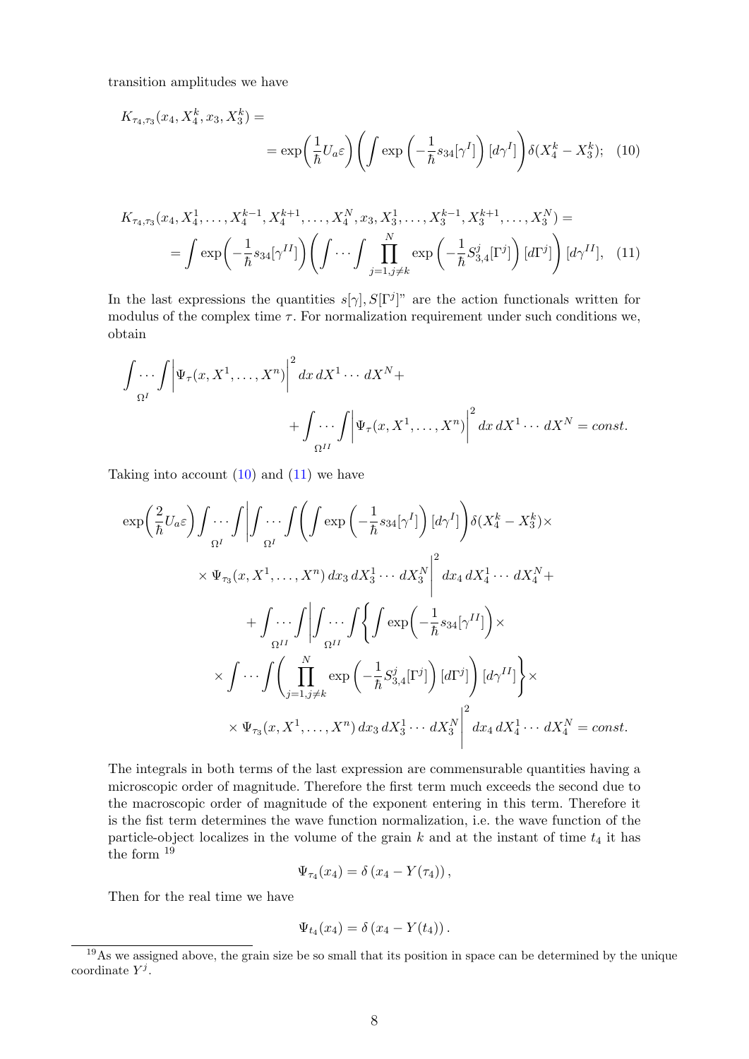transition amplitudes we have

$$
K_{\tau_4,\tau_3}(x_4, X_4^k, x_3, X_3^k) = \\
= \exp\!\left(\frac{1}{\hbar}U_a\varepsilon\right)\left(\int \exp\left(-\frac{1}{\hbar}s_{34}[\gamma^I]\right)[d\gamma^I]\right)\delta(X_4^k - X_3^k); \quad (10)
$$

$$
K_{\tau_4,\tau_3}(x_4, X_4^1, \ldots, X_4^{k-1}, X_4^{k+1}, \ldots, X_4^N, x_3, X_3^1, \ldots, X_3^{k-1}, X_3^{k+1}, \ldots, X_3^N) = \\
= \int \exp\!\left(-\frac{1}{\hbar}s_{34}[\gamma^{II}]\right)\left(\int \cdots \int \prod_{j=1, j\neq k}^{N} \exp\left(-\frac{1}{\hbar}S_{3,4}^j[\Gamma^j]\right)[d\Gamma^j]\right)[d\gamma^{II}], \quad (11)
$$

In the last expressions the quantities $s[\gamma], S[\Gamma^j]$" are the action functionals written for modulus of the complex time $\tau$. For normalization requirement under such conditions we, obtain

$$
\underset{\Omega^I}{\int \cdots \int}\left|\Psi_\tau(x, X^1, \ldots, X^n)\right|^2 dx\, dX^1 \cdots dX^N + \\
+ \underset{\Omega^{II}}{\int \cdots \int}\left|\Psi_\tau(x, X^1, \ldots, X^n)\right|^2 dx\, dX^1 \cdots dX^N = const.
$$

Taking into account (10) and (11) we have

$$
\exp\!\left(\frac{2}{\hbar}U_a\varepsilon\right)\underset{\Omega^I}{\int \cdots \int}\left|\underset{\Omega^I}{\int \cdots \int}\left(\int \exp\left(-\frac{1}{\hbar}s_{34}[\gamma^I]\right)[d\gamma^I]\right)\delta(X_4^k - X_3^k)\times \right. \\
\left. \times\, \Psi_{\tau_3}(x, X^1, \ldots, X^n)\, dx_3\, dX_3^1 \cdots dX_3^N\right|^2 dx_4\, dX_4^1 \cdots dX_4^N + \\
+ \underset{\Omega^{II}}{\int \cdots \int}\left|\underset{\Omega^{II}}{\int \cdots \int}\left\{\int \exp\!\left(-\frac{1}{\hbar}s_{34}[\gamma^{II}]\right)\times \right.\right. \\
\left.\times \int \cdots \int\left(\prod_{j=1, j\neq k}^{N} \exp\left(-\frac{1}{\hbar}S_{3,4}^j[\Gamma^j]\right)[d\Gamma^j]\right)[d\gamma^{II}]\right\}\times \\
\left. \times\, \Psi_{\tau_3}(x, X^1, \ldots, X^n)\, dx_3\, dX_3^1 \cdots dX_3^N\right|^2 dx_4\, dX_4^1 \cdots dX_4^N = const.
$$

The integrals in both terms of the last expression are commensurable quantities having a microscopic order of magnitude. Therefore the first term much exceeds the second due to the macroscopic order of magnitude of the exponent entering in this term. Therefore it is the fist term determines the wave function normalization, i.e. the wave function of the particle-object localizes in the volume of the grain $k$ and at the instant of time $t_4$ it has the form [19]

$$
\Psi_{\tau_4}(x_4) = \delta\left(x_4 - Y(\tau_4)\right),
$$

Then for the real time we have

$$
\Psi_{t_4}(x_4) = \delta\left(x_4 - Y(t_4)\right).
$$

[19] As we assigned above, the grain size be so small that its position in space can be determined by the unique coordinate $Y^j$.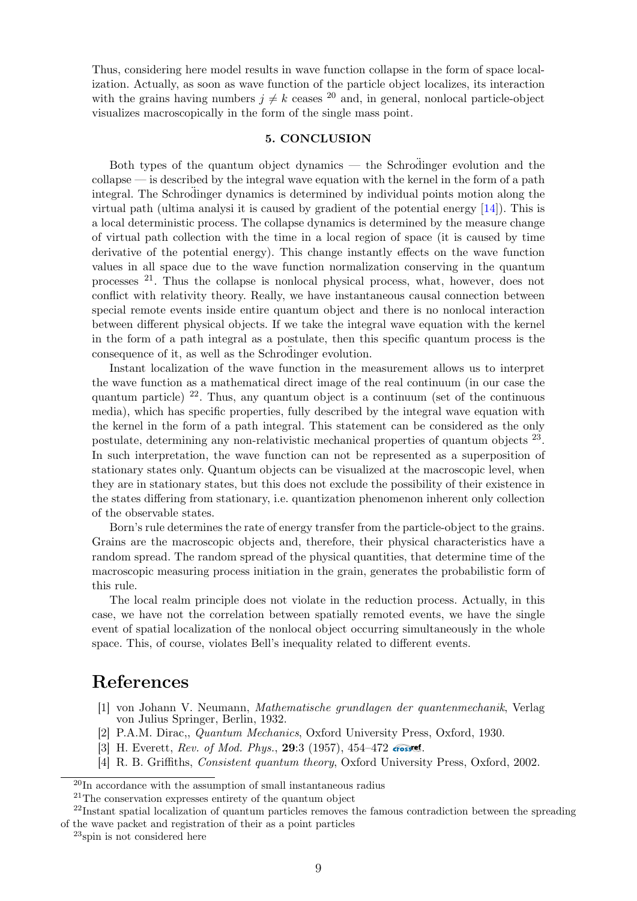Thus, considering here model results in wave function collapse in the form of space localization. Actually, as soon as wave function of the particle object localizes, its interaction with the grains having numbers $j \neq k$ ceases [20] and, in general, nonlocal particle-object visualizes macroscopically in the form of the single mass point.

## 5. CONCLUSION

Both types of the quantum object dynamics — the Schrödinger evolution and the collapse — is described by the integral wave equation with the kernel in the form of a path integral. The Schrödinger dynamics is determined by individual points motion along the virtual path (ultima analysi it is caused by gradient of the potential energy [14]). This is a local deterministic process. The collapse dynamics is determined by the measure change of virtual path collection with the time in a local region of space (it is caused by time derivative of the potential energy). This change instantly effects on the wave function values in all space due to the wave function normalization conserving in the quantum processes [21]. Thus the collapse is nonlocal physical process, what, however, does not conflict with relativity theory. Really, we have instantaneous causal connection between special remote events inside entire quantum object and there is no nonlocal interaction between different physical objects. If we take the integral wave equation with the kernel in the form of a path integral as a postulate, then this specific quantum process is the consequence of it, as well as the Schrödinger evolution.

Instant localization of the wave function in the measurement allows us to interpret the wave function as a mathematical direct image of the real continuum (in our case the quantum particle) [22]. Thus, any quantum object is a continuum (set of the continuous media), which has specific properties, fully described by the integral wave equation with the kernel in the form of a path integral. This statement can be considered as the only postulate, determining any non-relativistic mechanical properties of quantum objects [23]. In such interpretation, the wave function can not be represented as a superposition of stationary states only. Quantum objects can be visualized at the macroscopic level, when they are in stationary states, but this does not exclude the possibility of their existence in the states differing from stationary, i.e. quantization phenomenon inherent only collection of the observable states.

Born's rule determines the rate of energy transfer from the particle-object to the grains. Grains are the macroscopic objects and, therefore, their physical characteristics have a random spread. The random spread of the physical quantities, that determine time of the macroscopic measuring process initiation in the grain, generates the probabilistic form of this rule.

The local realm principle does not violate in the reduction process. Actually, in this case, we have not the correlation between spatially remoted events, we have the single event of spatial localization of the nonlocal object occurring simultaneously in the whole space. This, of course, violates Bell's inequality related to different events.

# References

[1] von Johann V. Neumann, *Mathematische grundlagen der quantenmechanik*, Verlag von Julius Springer, Berlin, 1932.

[2] P.A.M. Dirac,, *Quantum Mechanics*, Oxford University Press, Oxford, 1930.

[3] H. Everett, *Rev. of Mod. Phys.*, **29**:3 (1957), 454–472.

[4] R. B. Griffiths, *Consistent quantum theory*, Oxford University Press, Oxford, 2002.

---

[20] In accordance with the assumption of small instantaneous radius

[21] The conservation expresses entirety of the quantum object

[22] Instant spatial localization of quantum particles removes the famous contradiction between the spreading of the wave packet and registration of their as a point particles

[23] spin is not considered here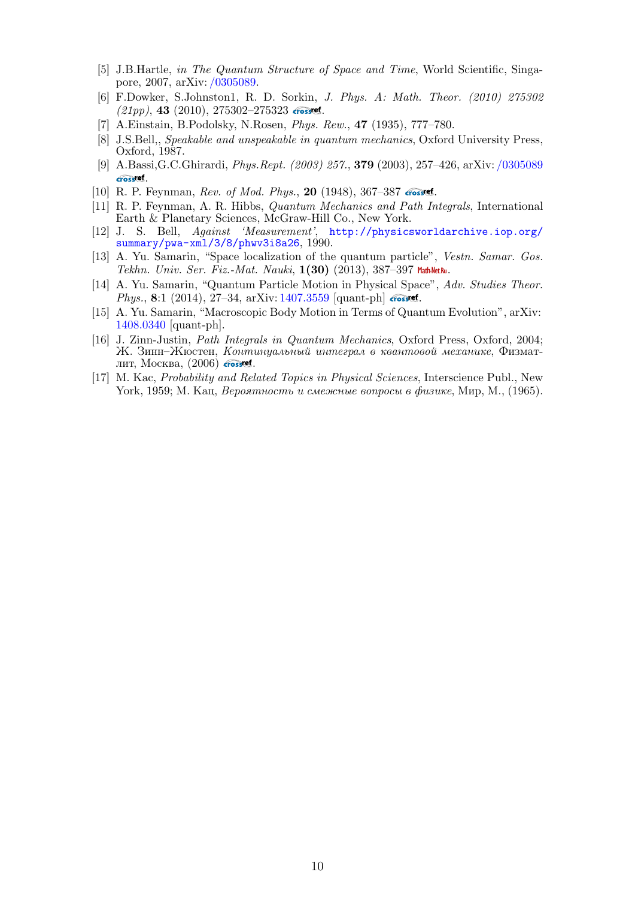[5] J.B.Hartle, *in The Quantum Structure of Space and Time*, World Scientific, Singapore, 2007, arXiv: /0305089.

[6] F.Dowker, S.Johnston1, R. D. Sorkin, *J. Phys. A: Math. Theor. (2010) 275302 (21pp)*, **43** (2010), 275302–275323 crossref.

[7] A.Einstain, B.Podolsky, N.Rosen, *Phys. Rew.*, **47** (1935), 777–780.

[8] J.S.Bell,, *Speakable and unspeakable in quantum mechanics*, Oxford University Press, Oxford, 1987.

[9] A.Bassi,G.C.Ghirardi, *Phys.Rept. (2003) 257.*, **379** (2003), 257–426, arXiv: /0305089 crossref.

[10] R. P. Feynman, *Rev. of Mod. Phys.*, **20** (1948), 367–387 crossref.

[11] R. P. Feynman, A. R. Hibbs, *Quantum Mechanics and Path Integrals*, International Earth & Planetary Sciences, McGraw-Hill Co., New York.

[12] J. S. Bell, *Against 'Measurement'*, http://physicsworldarchive.iop.org/summary/pwa-xml/3/8/phwv3i8a26, 1990.

[13] A. Yu. Samarin, "Space localization of the quantum particle", *Vestn. Samar. Gos. Tekhn. Univ. Ser. Fiz.-Mat. Nauki*, **1(30)** (2013), 387–397 MathNetRu.

[14] A. Yu. Samarin, "Quantum Particle Motion in Physical Space", *Adv. Studies Theor. Phys.*, **8**:1 (2014), 27–34, arXiv: 1407.3559 [quant-ph] crossref.

[15] A. Yu. Samarin, "Macroscopic Body Motion in Terms of Quantum Evolution", arXiv: 1408.0340 [quant-ph].

[16] J. Zinn-Justin, *Path Integrals in Quantum Mechanics*, Oxford Press, Oxford, 2004; Ж. Зинн–Жюстен, *Континуальный интеграл в квантовой механике*, Физматлит, Москва, (2006) crossref.

[17] M. Kac, *Probability and Related Topics in Physical Sciences*, Interscience Publ., New York, 1959; М. Кац, *Вероятность и смежные вопросы в физике*, Мир, М., (1965).